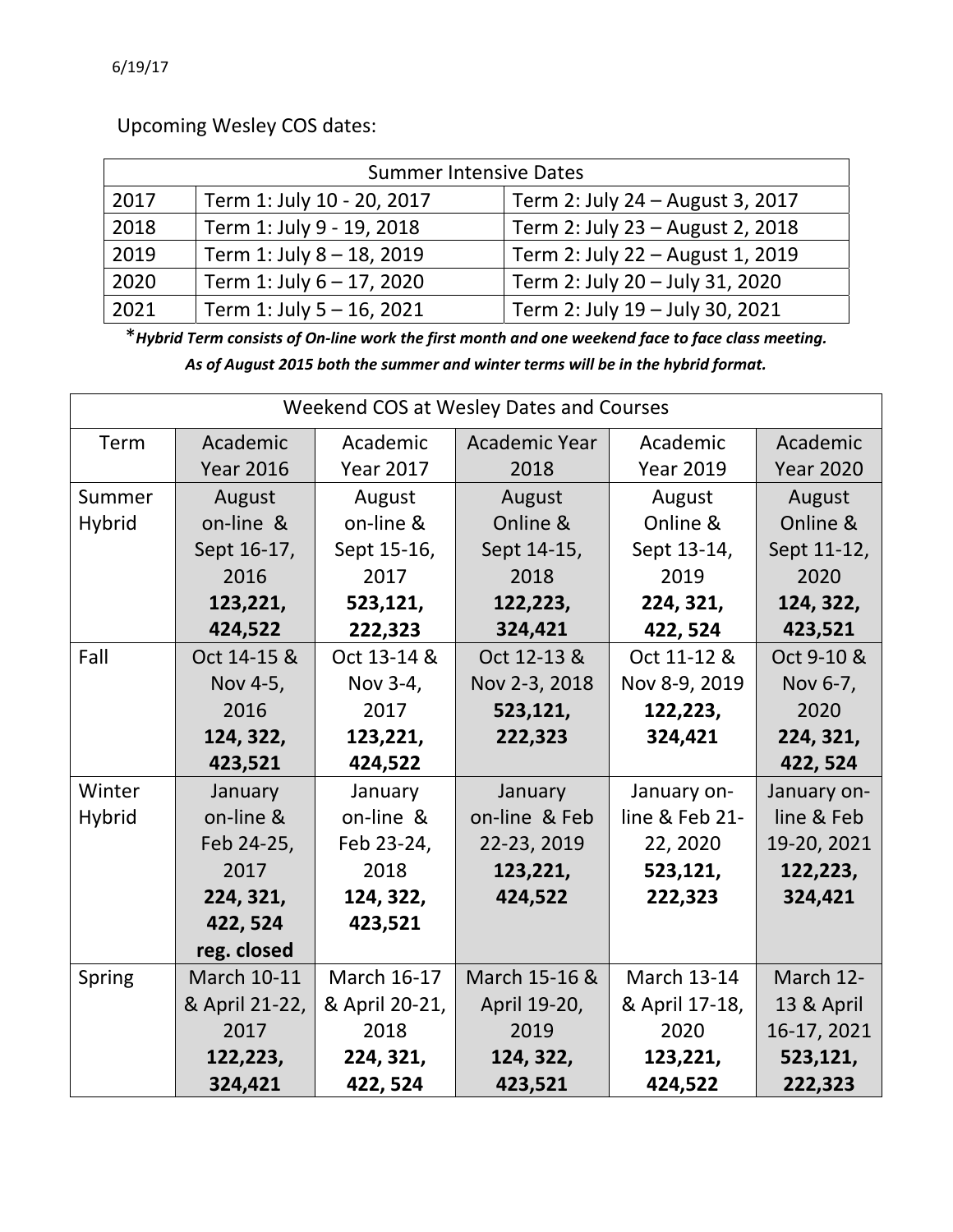6/19/17

Upcoming Wesley COS dates:

| Summer Intensive Dates | | |
|---|---|---|
| 2017 | Term 1: July 10 - 20, 2017 | Term 2: July 24 – August 3, 2017 |
| 2018 | Term 1: July 9 - 19, 2018 | Term 2: July 23 – August 2, 2018 |
| 2019 | Term 1: July 8 – 18, 2019 | Term 2: July 22 – August 1, 2019 |
| 2020 | Term 1: July 6 – 17, 2020 | Term 2: July 20 – July 31, 2020 |
| 2021 | Term 1: July 5 – 16, 2021 | Term 2: July 19 – July 30, 2021 |

**\****Hybrid Term consists of On-line work the first month and one weekend face to face class meeting.***

***As of August 2015 both the summer and winter terms will be in the hybrid format.***

| Weekend COS at Wesley Dates and Courses | | | | | |
|---|---|---|---|---|---|
| Term | Academic Year 2016 | Academic Year 2017 | Academic Year 2018 | Academic Year 2019 | Academic Year 2020 |
| Summer Hybrid | August on-line & Sept 16-17, 2016 **123,221, 424,522** | August on-line & Sept 15-16, 2017 **523,121, 222,323** | August Online & Sept 14-15, 2018 **122,223, 324,421** | August Online & Sept 13-14, 2019 **224, 321, 422, 524** | August Online & Sept 11-12, 2020 **124, 322, 423,521** |
| Fall | Oct 14-15 & Nov 4-5, 2016 **124, 322, 423,521** | Oct 13-14 & Nov 3-4, 2017 **123,221, 424,522** | Oct 12-13 & Nov 2-3, 2018 **523,121, 222,323** | Oct 11-12 & Nov 8-9, 2019 **122,223, 324,421** | Oct 9-10 & Nov 6-7, 2020 **224, 321, 422, 524** |
| Winter Hybrid | January on-line & Feb 24-25, 2017 **224, 321, 422, 524 reg. closed** | January on-line & Feb 23-24, 2018 **124, 322, 423,521** | January on-line & Feb 22-23, 2019 **123,221, 424,522** | January on-line & Feb 21-22, 2020 **523,121, 222,323** | January on-line & Feb 19-20, 2021 **122,223, 324,421** |
| Spring | March 10-11 & April 21-22, 2017 **122,223, 324,421** | March 16-17 & April 20-21, 2018 **224, 321, 422, 524** | March 15-16 & April 19-20, 2019 **124, 322, 423,521** | March 13-14 & April 17-18, 2020 **123,221, 424,522** | March 12-13 & April 16-17, 2021 **523,121, 222,323** |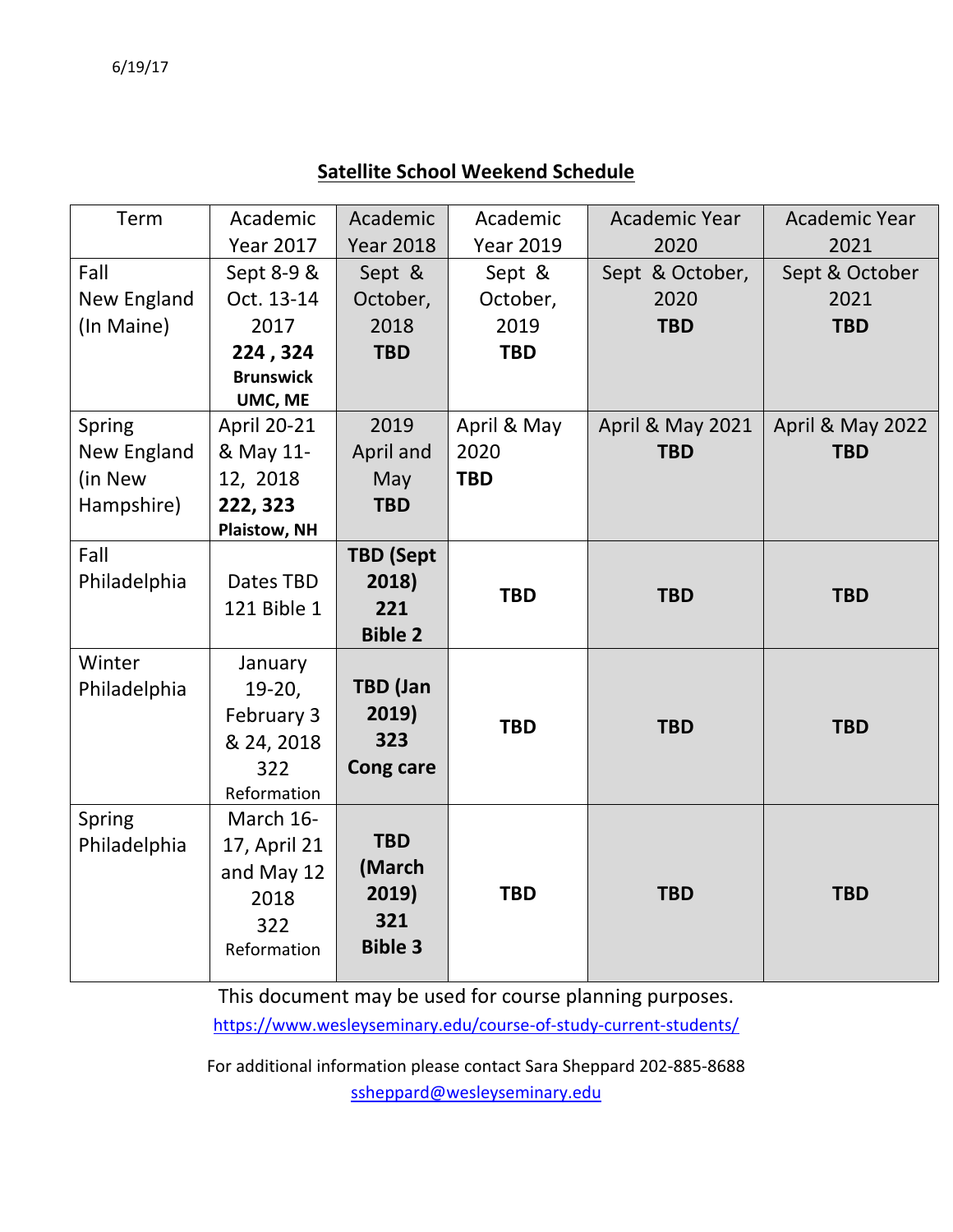6/19/17

## Satellite School Weekend Schedule

| Term | Academic Year 2017 | Academic Year 2018 | Academic Year 2019 | Academic Year 2020 | Academic Year 2021 |
|---|---|---|---|---|---|
| Fall New England (In Maine) | Sept 8-9 & Oct. 13-14 2017 **224 , 324** **Brunswick UMC, ME** | Sept & October, 2018 **TBD** | Sept & October, 2019 **TBD** | Sept & October, 2020 **TBD** | Sept & October 2021 **TBD** |
| Spring New England (in New Hampshire) | April 20-21 & May 11-12, 2018 **222, 323** **Plaistow, NH** | 2019 April and May **TBD** | April & May 2020 **TBD** | April & May 2021 **TBD** | April & May 2022 **TBD** |
| Fall Philadelphia | Dates TBD 121 Bible 1 | **TBD (Sept 2018) 221 Bible 2** | **TBD** | **TBD** | **TBD** |
| Winter Philadelphia | January 19-20, February 3 & 24, 2018 322 Reformation | **TBD (Jan 2019) 323 Cong care** | **TBD** | **TBD** | **TBD** |
| Spring Philadelphia | March 16-17, April 21 and May 12 2018 322 Reformation | **TBD (March 2019) 321 Bible 3** | **TBD** | **TBD** | **TBD** |

This document may be used for course planning purposes.

https://www.wesleyseminary.edu/course-of-study-current-students/

For additional information please contact Sara Sheppard 202-885-8688

ssheppard@wesleyseminary.edu